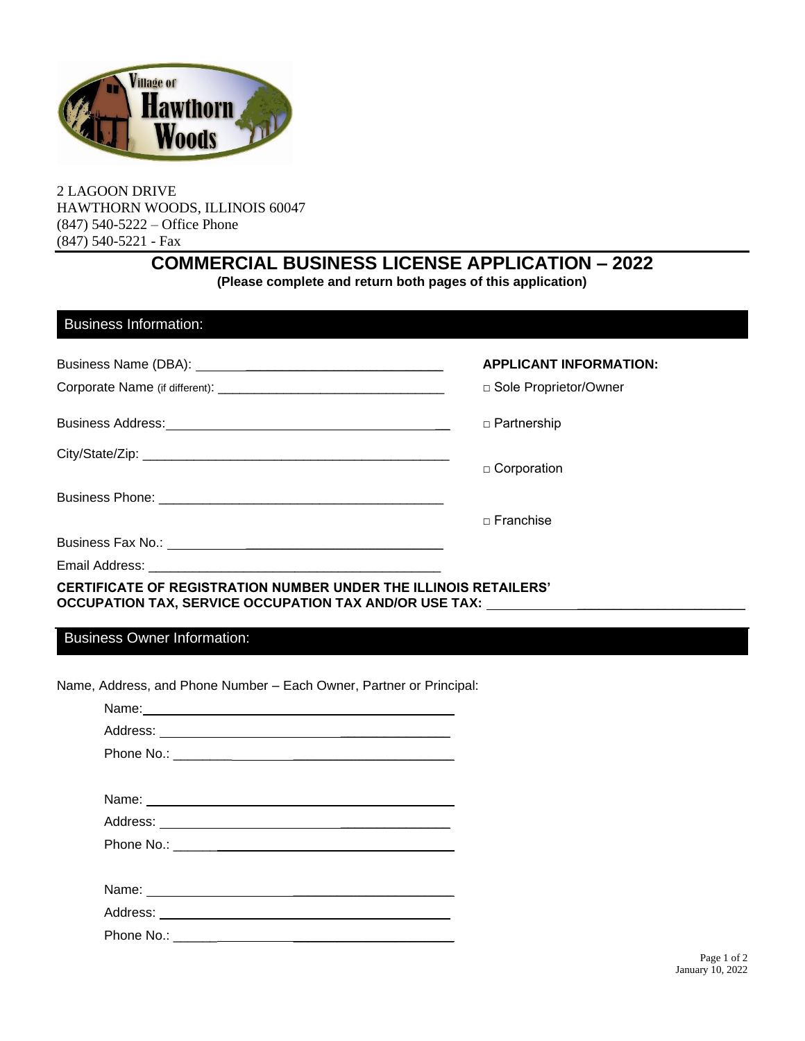Village of Hawthorn Woods

2 LAGOON DRIVE
HAWTHORN WOODS, ILLINOIS 60047
(847) 540-5222 – Office Phone
(847) 540-5221 - Fax

# COMMERCIAL BUSINESS LICENSE APPLICATION – 2022

**(Please complete and return both pages of this application)**

## Business Information:

Business Name (DBA): ______________________________

Corporate Name (if different): ______________________________

Business Address: ______________________________

City/State/Zip: ______________________________

Business Phone: ______________________________

Business Fax No.: ______________________________

Email Address: ______________________________

**APPLICANT INFORMATION:**

□ Sole Proprietor/Owner

□ Partnership

□ Corporation

□ Franchise

**CERTIFICATE OF REGISTRATION NUMBER UNDER THE ILLINOIS RETAILERS' OCCUPATION TAX, SERVICE OCCUPATION TAX AND/OR USE TAX:** ______________________________

## Business Owner Information:

Name, Address, and Phone Number – Each Owner, Partner or Principal:

Name: ______________________________

Address: ______________________________

Phone No.: ______________________________

Name: ______________________________

Address: ______________________________

Phone No.: ______________________________

Name: ______________________________

Address: ______________________________

Phone No.: ______________________________

January 10, 2022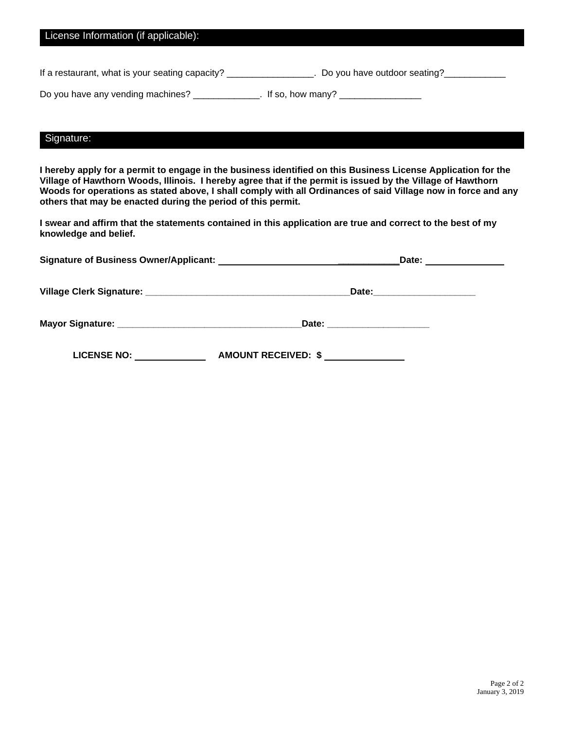## License Information (if applicable):

If a restaurant, what is your seating capacity? _________________. Do you have outdoor seating?____________

Do you have any vending machines? _____________. If so, how many? ________________

## Signature:

**I hereby apply for a permit to engage in the business identified on this Business License Application for the Village of Hawthorn Woods, Illinois. I hereby agree that if the permit is issued by the Village of Hawthorn Woods for operations as stated above, I shall comply with all Ordinances of said Village now in force and any others that may be enacted during the period of this permit.**

**I swear and affirm that the statements contained in this application are true and correct to the best of my knowledge and belief.**

**Signature of Business Owner/Applicant:** ____________________________________ **Date:** ________________

**Village Clerk Signature:** ________________________________________ **Date:**____________________

**Mayor Signature:** ____________________________________ **Date:** ____________________

**LICENSE NO:** ______________ **AMOUNT RECEIVED: $** ________________

January 3, 2019